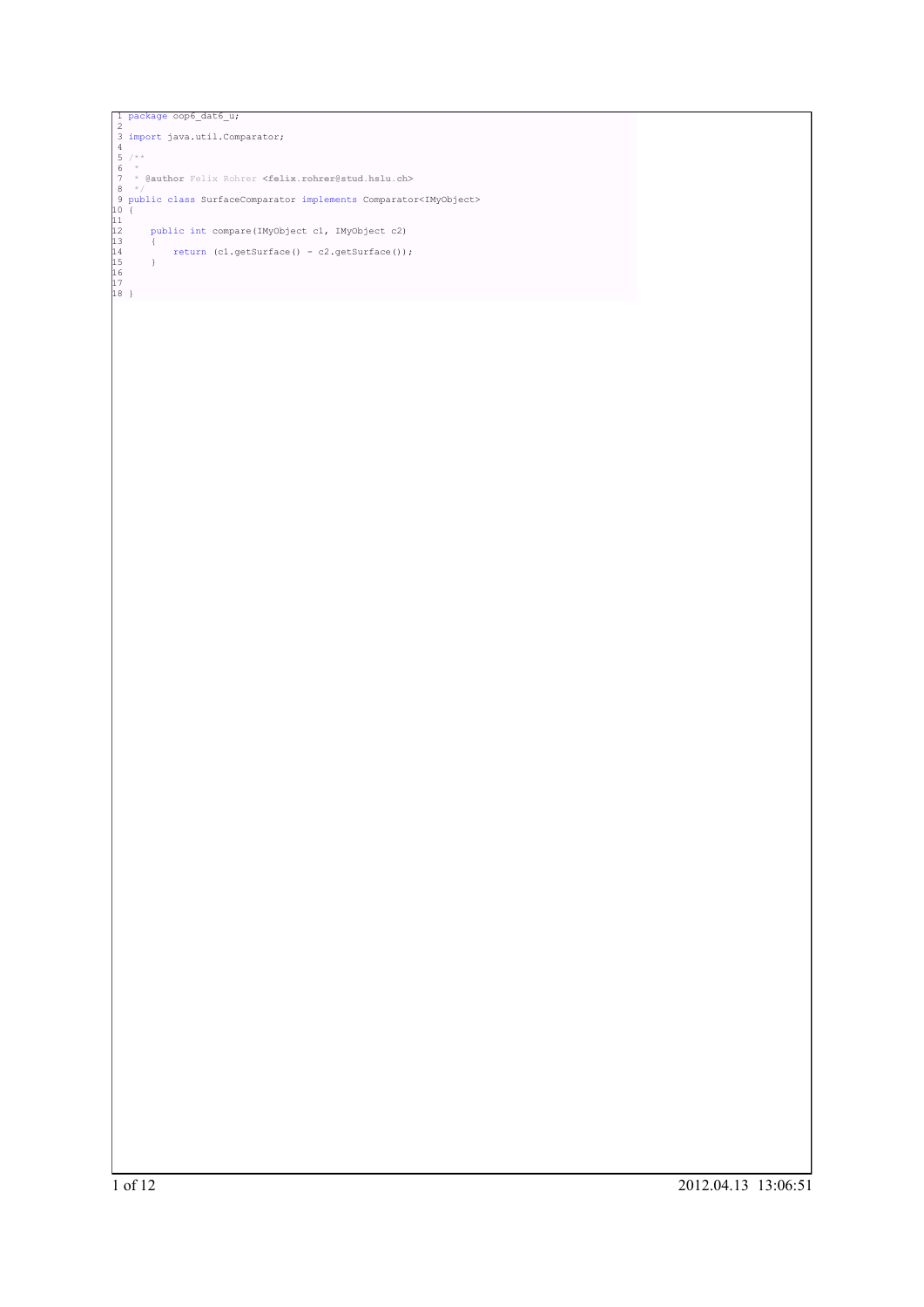```java
package oop6_dat6_u;

import java.util.Comparator;

/**
 *
 * @author Felix Rohrer <felix.rohrer@stud.hslu.ch>
 */
public class SurfaceComparator implements Comparator<IMyObject>
{

    public int compare(IMyObject c1, IMyObject c2)
    {
        return (c1.getSurface() - c2.getSurface());
    }


}
```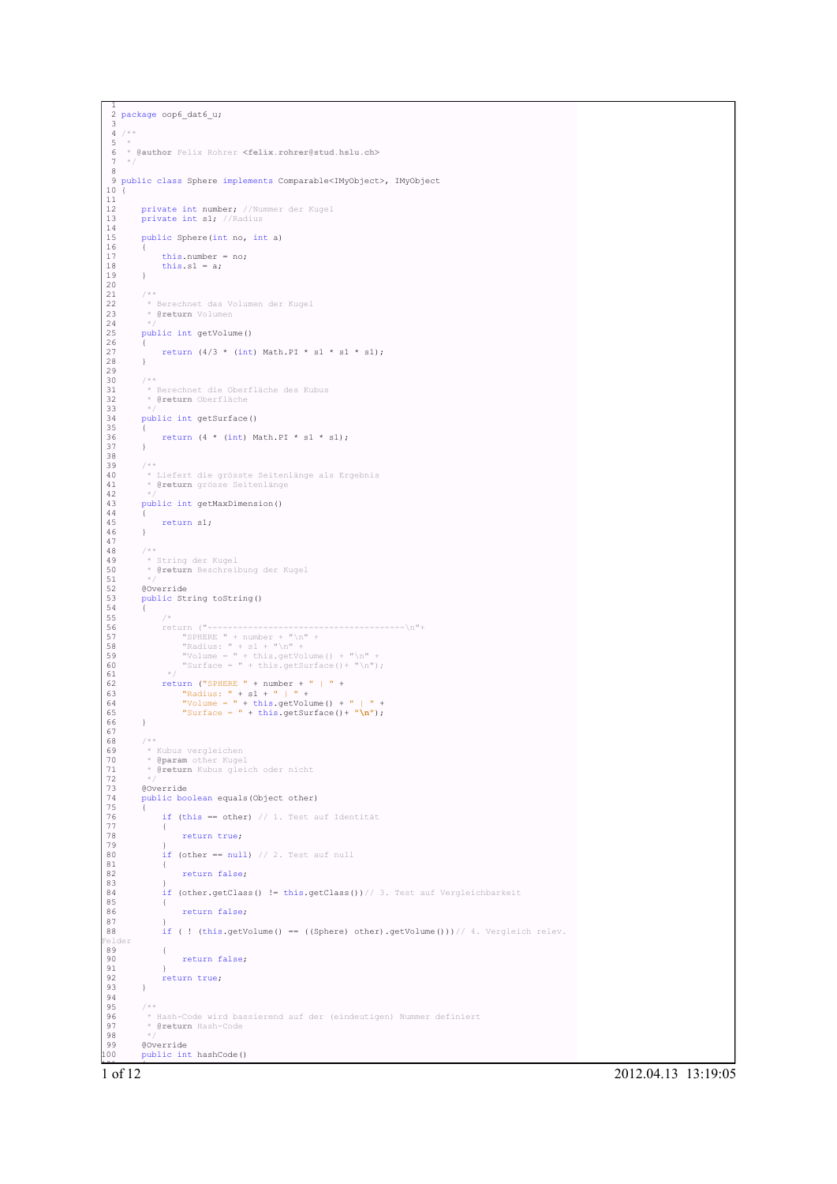```java
package oop6_dat6_u;

/**
 *
 * @author Felix Rohrer <felix.rohrer@stud.hslu.ch>
 */

public class Sphere implements Comparable<IMyObject>, IMyObject
{

    private int number; //Nummer der Kugel
    private int s1; //Radius

    public Sphere(int no, int a)
    {
        this.number = no;
        this.s1 = a;
    }

    /**
     * Berechnet das Volumen der Kugel
     * @return Volumen
     */
    public int getVolume()
    {
        return (4/3 * (int) Math.PI * s1 * s1 * s1);
    }

    /**
     * Berechnet die Oberfläche des Kubus
     * @return Oberfläche
     */
    public int getSurface()
    {
        return (4 * (int) Math.PI * s1 * s1);
    }

    /**
     * Liefert die grösste Seitenlänge als Ergebnis
     * @return grösse Seitenlänge
     */
    public int getMaxDimension()
    {
        return s1;
    }

    /**
     * String der Kugel
     * @return Beschreibung der Kugel
     */
    @Override
    public String toString()
    {
        /*
        return ("-------------------------------------\n"+
            "SPHERE " + number + "\n" +
            "Radius: " + s1 + "\n" +
            "Volume = " + this.getVolume() + "\n" +
            "Surface = " + this.getSurface()+ "\n");
         */
        return ("SPHERE " + number + " | " +
            "Radius: " + s1 + " | " +
            "Volume = " + this.getVolume() + " | " +
            "Surface = " + this.getSurface()+ "\n");
    }

    /**
     * Kubus vergleichen
     * @param other Kugel
     * @return Kubus gleich oder nicht
     */
    @Override
    public boolean equals(Object other)
    {
        if (this == other) // 1. Test auf Identität
        {
            return true;
        }
        if (other == null) // 2. Test auf null
        {
            return false;
        }
        if (other.getClass() != this.getClass())// 3. Test auf Vergleichbarkeit
        {
            return false;
        }
        if ( ! (this.getVolume() == ((Sphere) other).getVolume()))// 4. Vergleich relev.
Felder
        {
            return false;
        }
        return true;
    }

    /**
     * Hash-Code wird bassierend auf der (eindeutigen) Nummer definiert
     * @return Hash-Code
     */
    @Override
    public int hashCode()
```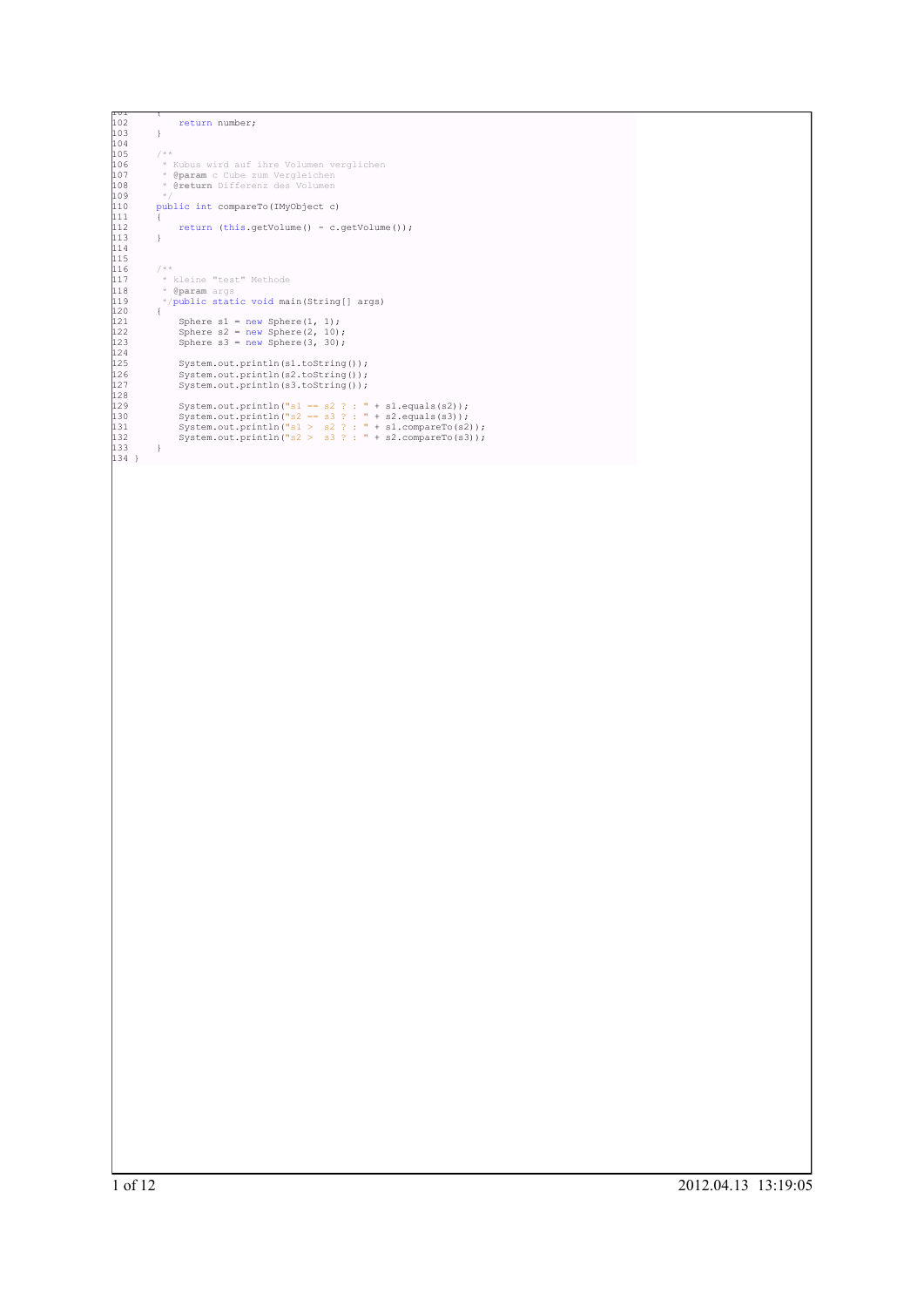```
101     {
102         return number;
103     }
104 
105     /**
106      * Kubus wird auf ihre Volumen verglichen
107      * @param c Cube zum Vergleichen
108      * @return Differenz des Volumen
109      */
110     public int compareTo(IMyObject c)
111     {
112         return (this.getVolume() - c.getVolume());
113     }
114 
115 
116     /**
117      * kleine "test" Methode
118      * @param args
119      */public static void main(String[] args)
120     {
121         Sphere s1 = new Sphere(1, 1);
122         Sphere s2 = new Sphere(2, 10);
123         Sphere s3 = new Sphere(3, 30);
124 
125         System.out.println(s1.toString());
126         System.out.println(s2.toString());
127         System.out.println(s3.toString());
128 
129         System.out.println("s1 == s2 ? : " + s1.equals(s2));
130         System.out.println("s2 == s3 ? : " + s2.equals(s3));
131         System.out.println("s1 >  s2 ? : " + s1.compareTo(s2));
132         System.out.println("s2 >  s3 ? : " + s2.compareTo(s3));
133     }
134 }
```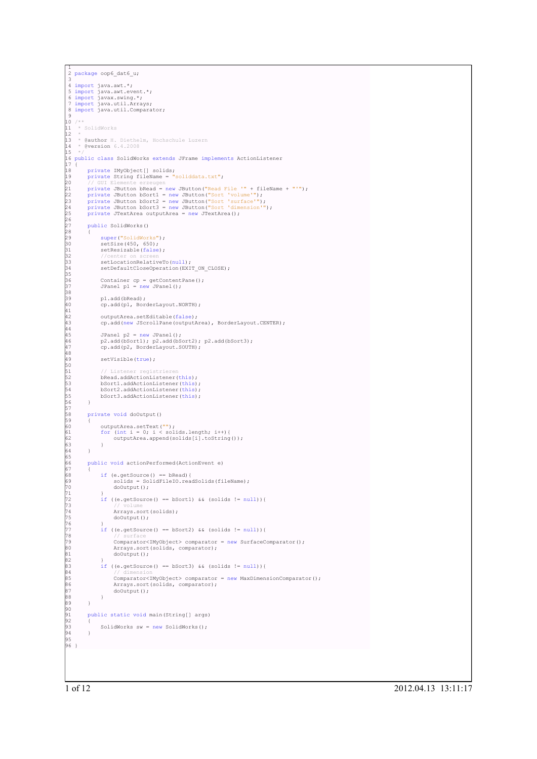```java
package oop6_dat6_u;

import java.awt.*;
import java.awt.event.*;
import javax.swing.*;
import java.util.Arrays;
import java.util.Comparator;

/**
 * SolidWorks
 *
 * @author H. Diethelm, Hochschule Luzern
 * @version 6.4.2008
 */
public class SolidWorks extends JFrame implements ActionListener
{
    private IMyObject[] solids;
    private String fileName = "soliddata.txt";
    // GUI Elemente erzeugen
    private JButton bRead = new JButton("Read File '" + fileName + "'");
    private JButton bSort1 = new JButton("Sort 'volume'");
    private JButton bSort2 = new JButton("Sort 'surface'");
    private JButton bSort3 = new JButton("Sort 'dimension'");
    private JTextArea outputArea = new JTextArea();

    public SolidWorks()
    {
        super("SolidWorks");
        setSize(450, 650);
        setResizable(false);
        //center on screen
        setLocationRelativeTo(null);
        setDefaultCloseOperation(EXIT_ON_CLOSE);

        Container cp = getContentPane();
        JPanel p1 = new JPanel();

        p1.add(bRead);
        cp.add(p1, BorderLayout.NORTH);

        outputArea.setEditable(false);
        cp.add(new JScrollPane(outputArea), BorderLayout.CENTER);

        JPanel p2 = new JPanel();
        p2.add(bSort1); p2.add(bSort2); p2.add(bSort3);
        cp.add(p2, BorderLayout.SOUTH);

        setVisible(true);

        // Listener registrieren
        bRead.addActionListener(this);
        bSort1.addActionListener(this);
        bSort2.addActionListener(this);
        bSort3.addActionListener(this);
    }

    private void doOutput()
    {
        outputArea.setText("");
        for (int i = 0; i < solids.length; i++){
            outputArea.append(solids[i].toString());
        }
    }

    public void actionPerformed(ActionEvent e)
    {
        if (e.getSource() == bRead){
            solids = SolidFileIO.readSolids(fileName);
            doOutput();
        }
        if ((e.getSource() == bSort1) && (solids != null)){
            // volume
            Arrays.sort(solids);
            doOutput();
        }
        if ((e.getSource() == bSort2) && (solids != null)){
            // surface
            Comparator<IMyObject> comparator = new SurfaceComparator();
            Arrays.sort(solids, comparator);
            doOutput();
        }
        if ((e.getSource() == bSort3) && (solids != null)){
            // dimension
            Comparator<IMyObject> comparator = new MaxDimensionComparator();
            Arrays.sort(solids, comparator);
            doOutput();
        }
    }

    public static void main(String[] args)
    {
        SolidWorks sw = new SolidWorks();
    }

}
```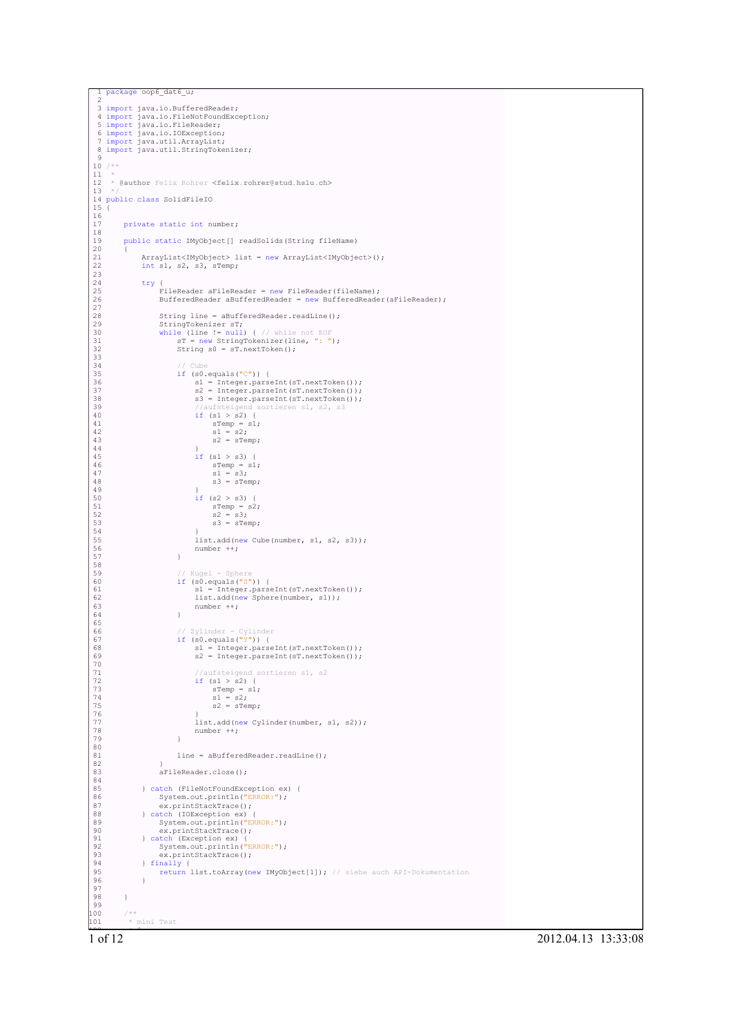```java
package oop6_dat6_u;

import java.io.BufferedReader;
import java.io.FileNotFoundException;
import java.io.FileReader;
import java.io.IOException;
import java.util.ArrayList;
import java.util.StringTokenizer;

/**
 *
 * @author Felix Rohrer <felix.rohrer@stud.hslu.ch>
 */
public class SolidFileIO
{

    private static int number;

    public static IMyObject[] readSolids(String fileName)
    {
        ArrayList<IMyObject> list = new ArrayList<IMyObject>();
        int s1, s2, s3, sTemp;

        try {
            FileReader aFileReader = new FileReader(fileName);
            BufferedReader aBufferedReader = new BufferedReader(aFileReader);

            String line = aBufferedReader.readLine();
            StringTokenizer sT;
            while (line != null) { // while not EOF
                sT = new StringTokenizer(line, ": ");
                String s0 = sT.nextToken();

                // Cube
                if (s0.equals("C")) {
                    s1 = Integer.parseInt(sT.nextToken());
                    s2 = Integer.parseInt(sT.nextToken());
                    s3 = Integer.parseInt(sT.nextToken());
                    //aufsteigend sortieren s1, s2, s3
                    if (s1 > s2) {
                        sTemp = s1;
                        s1 = s2;
                        s2 = sTemp;
                    }
                    if (s1 > s3) {
                        sTemp = s1;
                        s1 = s3;
                        s3 = sTemp;
                    }
                    if (s2 > s3) {
                        sTemp = s2;
                        s2 = s3;
                        s3 = sTemp;
                    }
                    list.add(new Cube(number, s1, s2, s3));
                    number ++;
                }

                // Kugel - Sphere
                if (s0.equals("S")) {
                    s1 = Integer.parseInt(sT.nextToken());
                    list.add(new Sphere(number, s1));
                    number ++;
                }

                // Zylinder - Cylinder
                if (s0.equals("Y")) {
                    s1 = Integer.parseInt(sT.nextToken());
                    s2 = Integer.parseInt(sT.nextToken());

                    //aufsteigend sortieren s1, s2
                    if (s1 > s2) {
                        sTemp = s1;
                        s1 = s2;
                        s2 = sTemp;
                    }
                    list.add(new Cylinder(number, s1, s2));
                    number ++;
                }

                line = aBufferedReader.readLine();
            }
            aFileReader.close();

        } catch (FileNotFoundException ex) {
            System.out.println("ERROR:");
            ex.printStackTrace();
        } catch (IOException ex) {
            System.out.println("ERROR:");
            ex.printStackTrace();
        } catch (Exception ex) {
            System.out.println("ERROR:");
            ex.printStackTrace();
        } finally {
            return list.toArray(new IMyObject[1]); // siehe auch API-Dokumentation
        }

    }

    /**
     * mini Test
```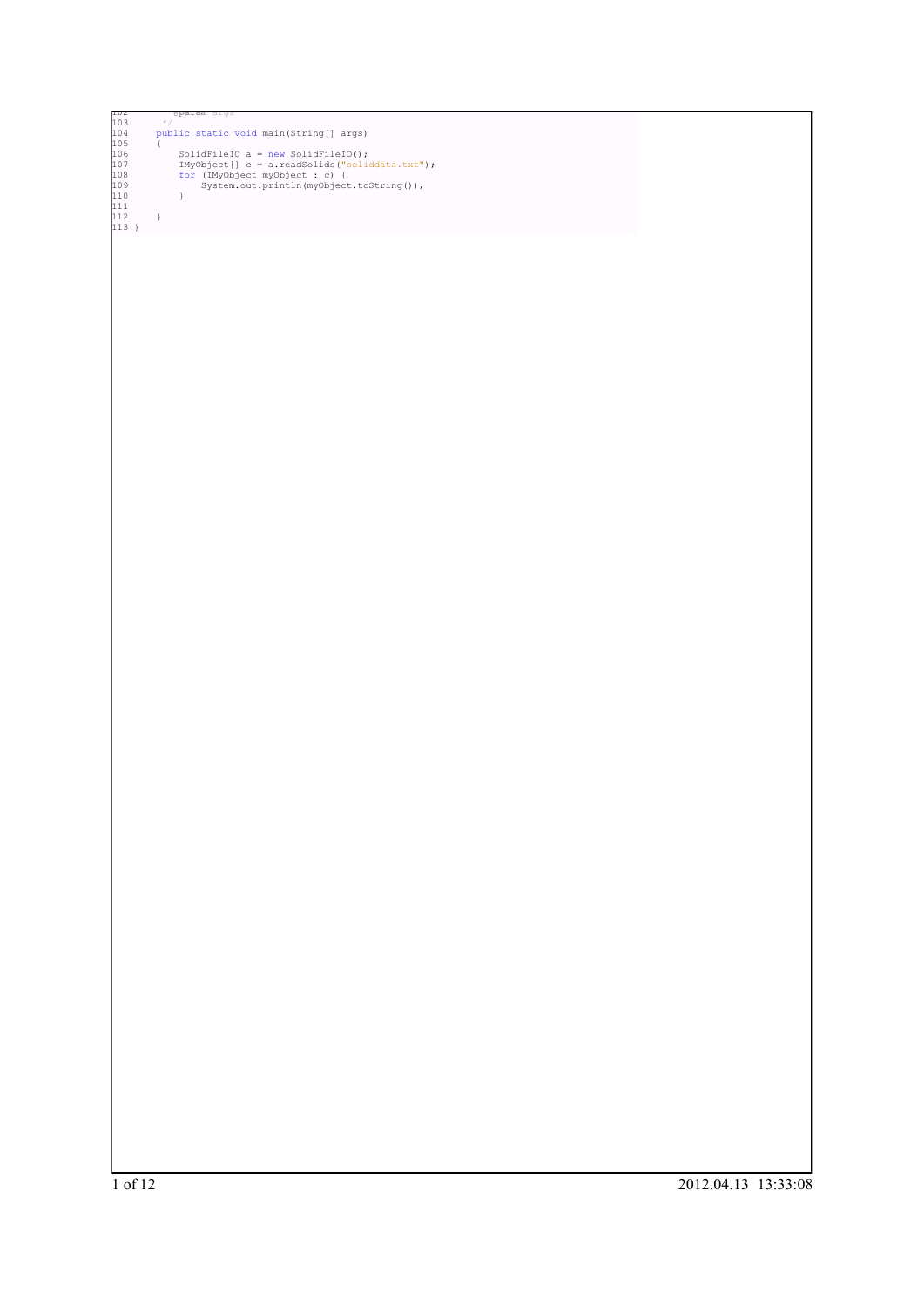```
102         * @param args
103         */
104     public static void main(String[] args)
105     {
106         SolidFileIO a = new SolidFileIO();
107         IMyObject[] c = a.readSolids("soliddata.txt");
108         for (IMyObject myObject : c) {
109             System.out.println(myObject.toString());
110         }
111 
112     }
113 }
```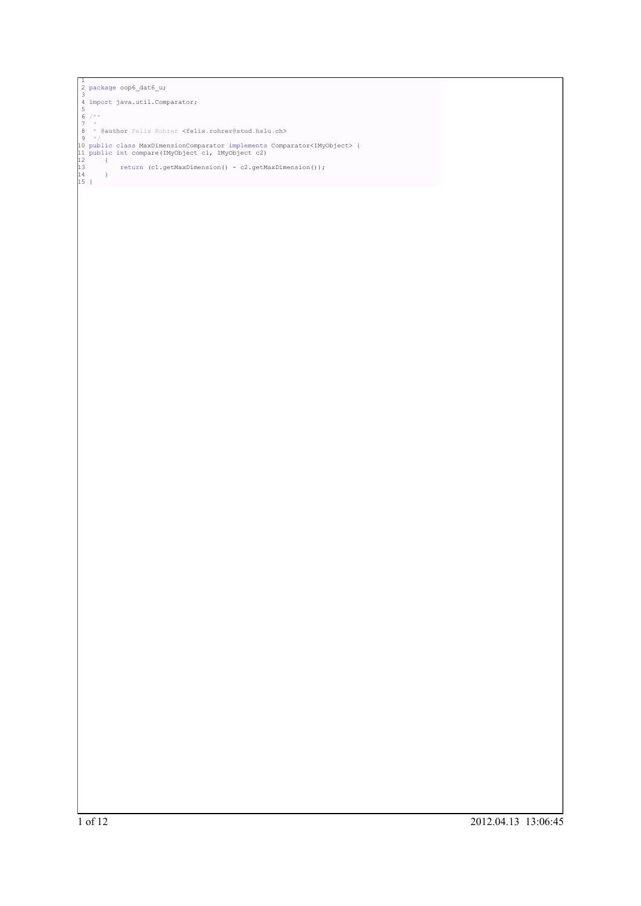```java

package oop6_dat6_u;

import java.util.Comparator;

/**
 *
 * @author Felix Rohrer <felix.rohrer@stud.hslu.ch>
 */
public class MaxDimensionComparator implements Comparator<IMyObject> {
public int compare(IMyObject c1, IMyObject c2)
    {
        return (c1.getMaxDimension() - c2.getMaxDimension());
    }
}
```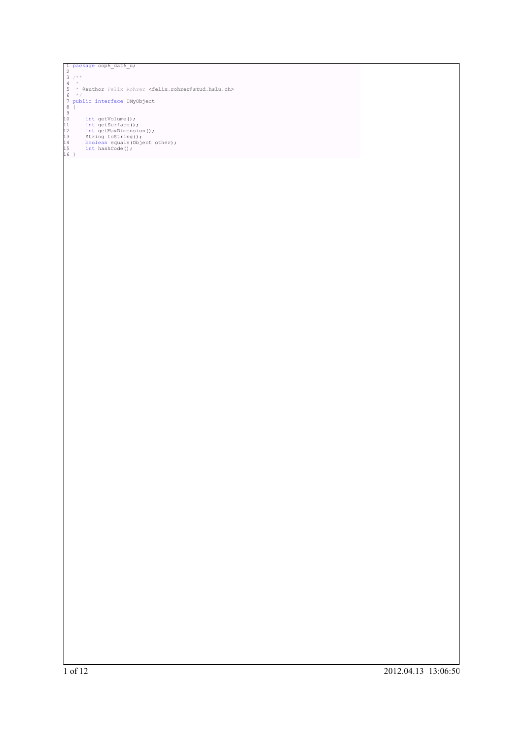```java
package oop6_dat6_u;

/**
 *
 * @author Felix Rohrer <felix.rohrer@stud.hslu.ch>
 */
public interface IMyObject
{

    int getVolume();
    int getSurface();
    int getMaxDimension();
    String toString();
    boolean equals(Object other);
    int hashCode();
}
```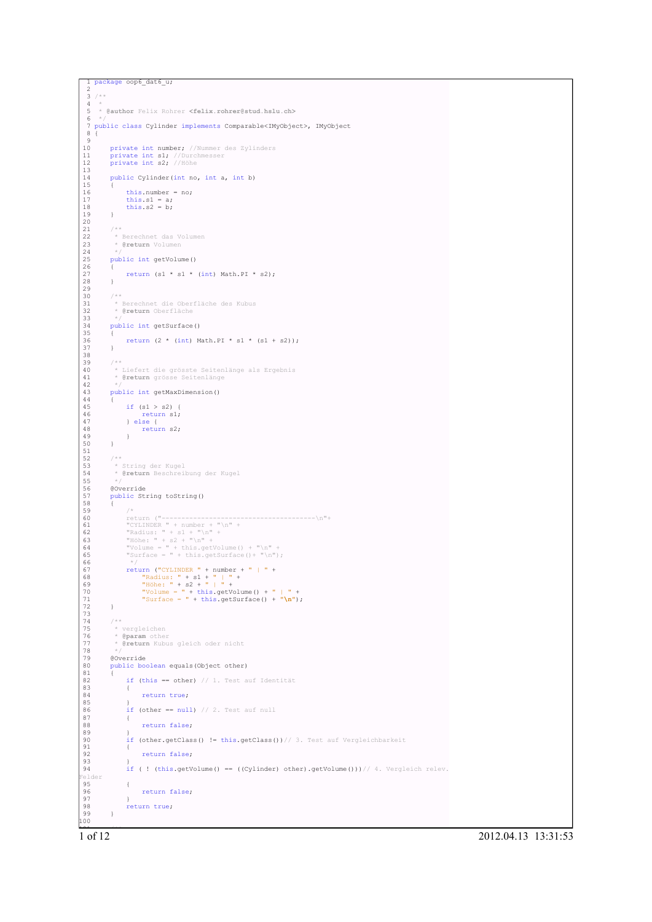```java
package oop6_dat6_u;

/**
 *
 * @author Felix Rohrer <felix.rohrer@stud.hslu.ch>
 */
public class Cylinder implements Comparable<IMyObject>, IMyObject
{

    private int number; //Nummer des Zylinders
    private int s1; //Durchmesser
    private int s2; //Höhe

    public Cylinder(int no, int a, int b)
    {
        this.number = no;
        this.s1 = a;
        this.s2 = b;
    }

    /**
     * Berechnet das Volumen
     * @return Volumen
     */
    public int getVolume()
    {
        return (s1 * s1 * (int) Math.PI * s2);
    }

    /**
     * Berechnet die Oberfläche des Kubus
     * @return Oberfläche
     */
    public int getSurface()
    {
        return (2 * (int) Math.PI * s1 * (s1 + s2));
    }

    /**
     * Liefert die grösste Seitenlänge als Ergebnis
     * @return grösse Seitenlänge
     */
    public int getMaxDimension()
    {
        if (s1 > s2) {
            return s1;
        } else {
            return s2;
        }
    }

    /**
     * String der Kugel
     * @return Beschreibung der Kugel
     */
    @Override
    public String toString()
    {
        /*
        return ("--------------------------------------\n"+
        "CYLINDER " + number + "\n" +
        "Radius: " + s1 + "\n" +
        "Höhe: " + s2 + "\n" +
        "Volume = " + this.getVolume() + "\n" +
        "Surface = " + this.getSurface()+ "\n");
         */
        return ("CYLINDER " + number + " | " +
            "Radius: " + s1 + " | " +
            "Höhe: " + s2 + " | " +
            "Volume = " + this.getVolume() + " | " +
            "Surface = " + this.getSurface() + "\n");
    }

    /**
     * vergleichen
     * @param other
     * @return Kubus gleich oder nicht
     */
    @Override
    public boolean equals(Object other)
    {
        if (this == other) // 1. Test auf Identität
        {
            return true;
        }
        if (other == null) // 2. Test auf null
        {
            return false;
        }
        if (other.getClass() != this.getClass())// 3. Test auf Vergleichbarkeit
        {
            return false;
        }
        if ( ! (this.getVolume() == ((Cylinder) other).getVolume()))// 4. Vergleich relev.
Felder
        {
            return false;
        }
        return true;
    }
```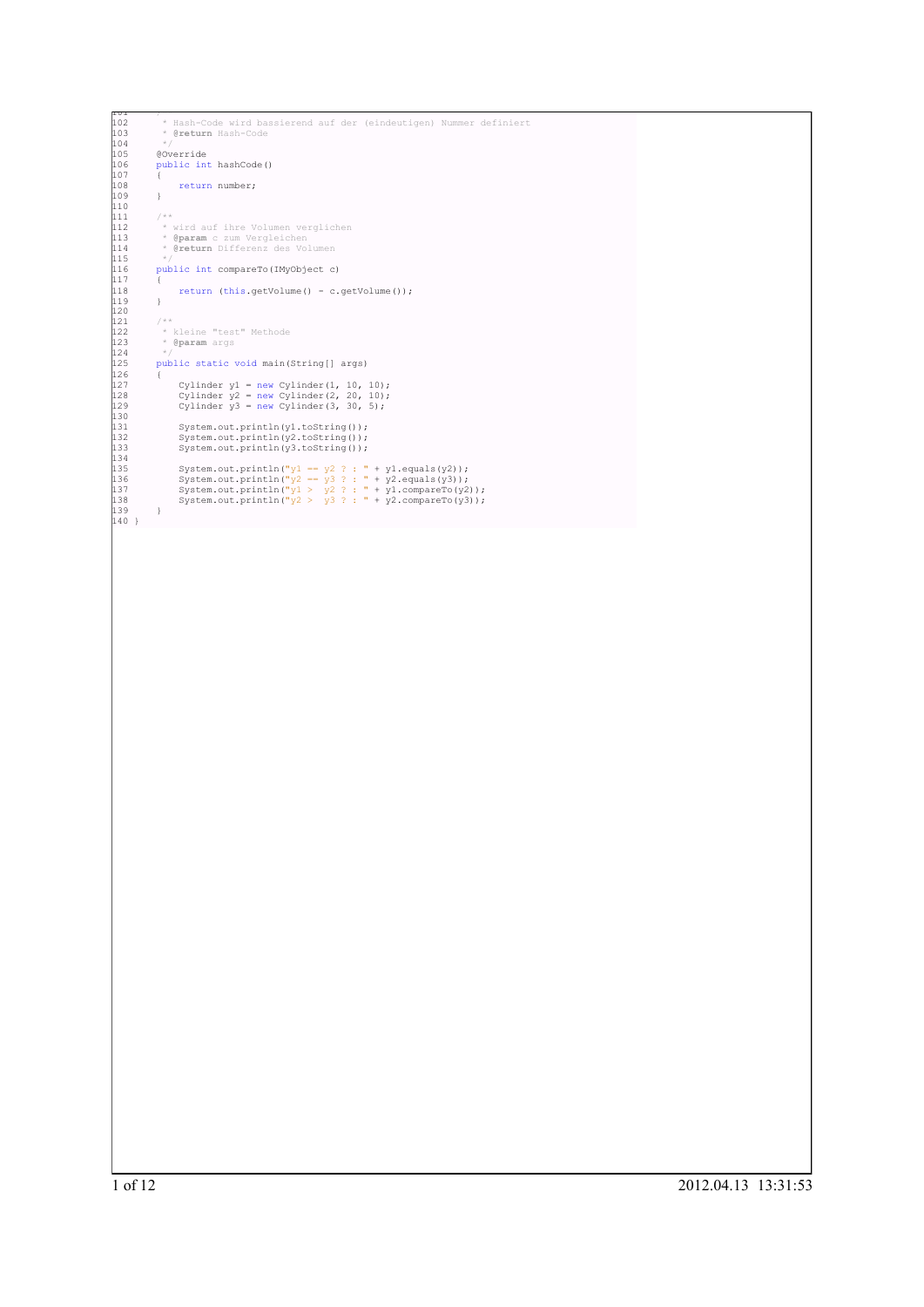```java
101     /**
102      * Hash-Code wird bassierend auf der (eindeutigen) Nummer definiert
103      * @return Hash-Code
104      */
105     @Override
106     public int hashCode()
107     {
108         return number;
109     }
110 
111     /**
112      * wird auf ihre Volumen verglichen
113      * @param c zum Vergleichen
114      * @return Differenz des Volumen
115      */
116     public int compareTo(IMyObject c)
117     {
118         return (this.getVolume() - c.getVolume());
119     }
120 
121     /**
122      * kleine "test" Methode
123      * @param args
124      */
125     public static void main(String[] args)
126     {
127         Cylinder y1 = new Cylinder(1, 10, 10);
128         Cylinder y2 = new Cylinder(2, 20, 10);
129         Cylinder y3 = new Cylinder(3, 30, 5);
130 
131         System.out.println(y1.toString());
132         System.out.println(y2.toString());
133         System.out.println(y3.toString());
134 
135         System.out.println("y1 == y2 ? : " + y1.equals(y2));
136         System.out.println("y2 == y3 ? : " + y2.equals(y3));
137         System.out.println("y1 >  y2 ? : " + y1.compareTo(y2));
138         System.out.println("y2 >  y3 ? : " + y2.compareTo(y3));
139     }
140 }
```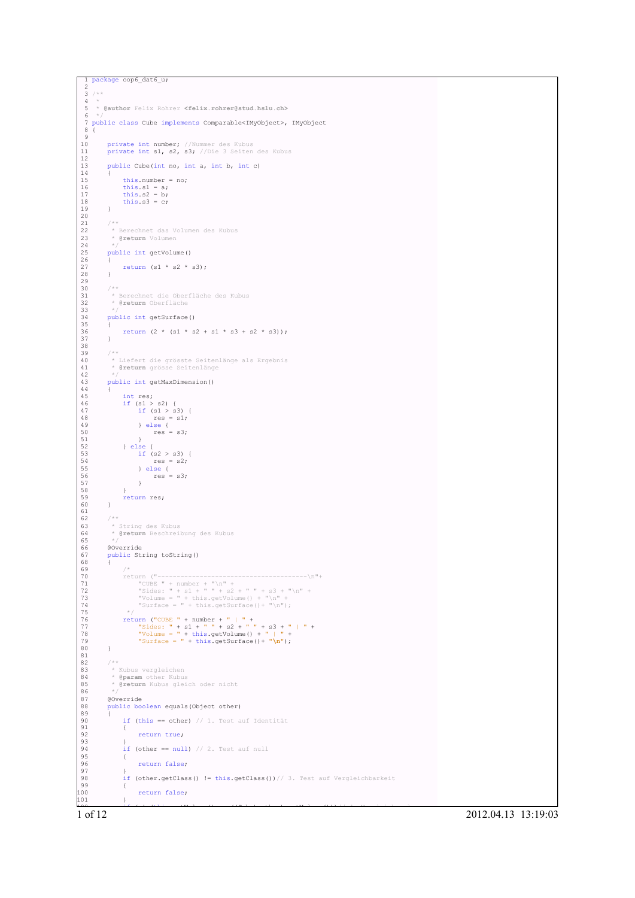```java
package oop6_dat6_u;

/**
 *
 * @author Felix Rohrer <felix.rohrer@stud.hslu.ch>
 */
public class Cube implements Comparable<IMyObject>, IMyObject
{

    private int number; //Nummer des Kubus
    private int s1, s2, s3; //Die 3 Seiten des Kubus

    public Cube(int no, int a, int b, int c)
    {
        this.number = no;
        this.s1 = a;
        this.s2 = b;
        this.s3 = c;
    }

    /**
     * Berechnet das Volumen des Kubus
     * @return Volumen
     */
    public int getVolume()
    {
        return (s1 * s2 * s3);
    }

    /**
     * Berechnet die Oberfläche des Kubus
     * @return Oberfläche
     */
    public int getSurface()
    {
        return (2 * (s1 * s2 + s1 * s3 + s2 * s3));
    }

    /**
     * Liefert die grösste Seitenlänge als Ergebnis
     * @return grösse Seitenlänge
     */
    public int getMaxDimension()
    {
        int res;
        if (s1 > s2) {
            if (s1 > s3) {
                res = s1;
            } else {
                res = s3;
            }
        } else {
            if (s2 > s3) {
                res = s2;
            } else {
                res = s3;
            }
        }
        return res;
    }

    /**
     * String des Kubus
     * @return Beschreibung des Kubus
     */
    @Override
    public String toString()
    {
        /*
        return ("--------------------------------------\n"+
            "CUBE " + number + "\n" +
            "Sides: " + s1 + " " + s2 + " " + s3 + "\n" +
            "Volume = " + this.getVolume() + "\n" +
            "Surface = " + this.getSurface()+ "\n");
         */
        return ("CUBE " + number + " | " +
            "Sides: " + s1 + " " + s2 + " " + s3 + " | " +
            "Volume = " + this.getVolume() + " | " +
            "Surface = " + this.getSurface()+ "\n");
    }

    /**
     * Kubus vergleichen
     * @param other Kubus
     * @return Kubus gleich oder nicht
     */
    @Override
    public boolean equals(Object other)
    {
        if (this == other) // 1. Test auf Identität
        {
            return true;
        }
        if (other == null) // 2. Test auf null
        {
            return false;
        }
        if (other.getClass() != this.getClass())// 3. Test auf Vergleichbarkeit
        {
            return false;
        }
```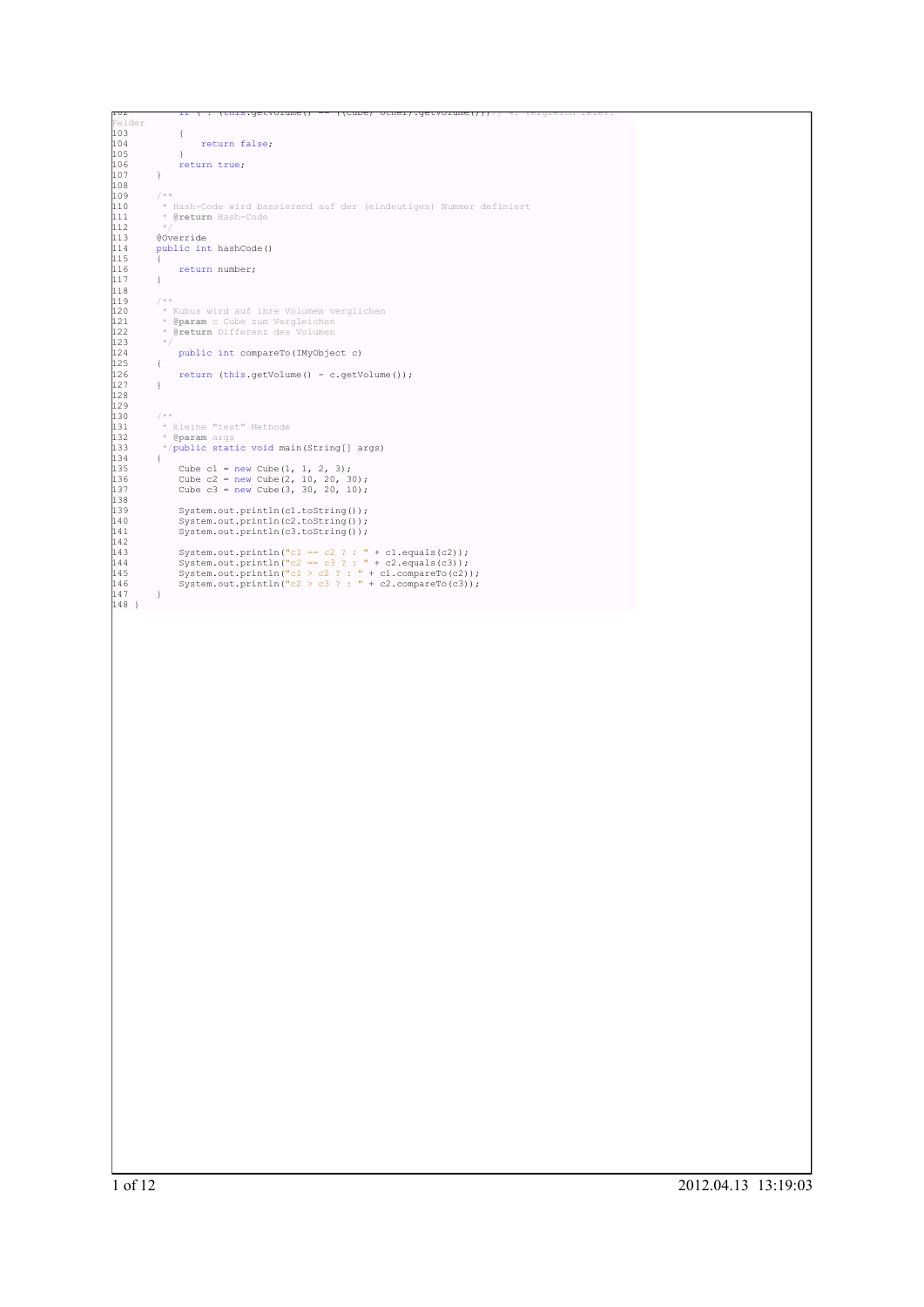```
102         if ( ! (this.getVolume() == ((Cube) other).getVolume()))// 4. Vergleich relev.
Felder
103         {
104             return false;
105         }
106         return true;
107     }
108 
109     /**
110      * Hash-Code wird bassierend auf der (eindeutigen) Nummer definiert
111      * @return Hash-Code
112      */
113     @Override
114     public int hashCode()
115     {
116         return number;
117     }
118 
119     /**
120      * Kubus wird auf ihre Volumen verglichen
121      * @param c Cube zum Vergleichen
122      * @return Differenz des Volumen
123      */
124         public int compareTo(IMyObject c)
125     {
126         return (this.getVolume() - c.getVolume());
127     }
128 
129 
130     /**
131      * kleine "test" Methode
132      * @param args
133      */public static void main(String[] args)
134     {
135         Cube c1 = new Cube(1, 1, 2, 3);
136         Cube c2 = new Cube(2, 10, 20, 30);
137         Cube c3 = new Cube(3, 30, 20, 10);
138 
139         System.out.println(c1.toString());
140         System.out.println(c2.toString());
141         System.out.println(c3.toString());
142 
143         System.out.println("c1 == c2 ? : " + c1.equals(c2));
144         System.out.println("c2 == c3 ? : " + c2.equals(c3));
145         System.out.println("c1 > c2 ? : " + c1.compareTo(c2));
146         System.out.println("c2 > c3 ? : " + c2.compareTo(c3));
147     }
148 }
```